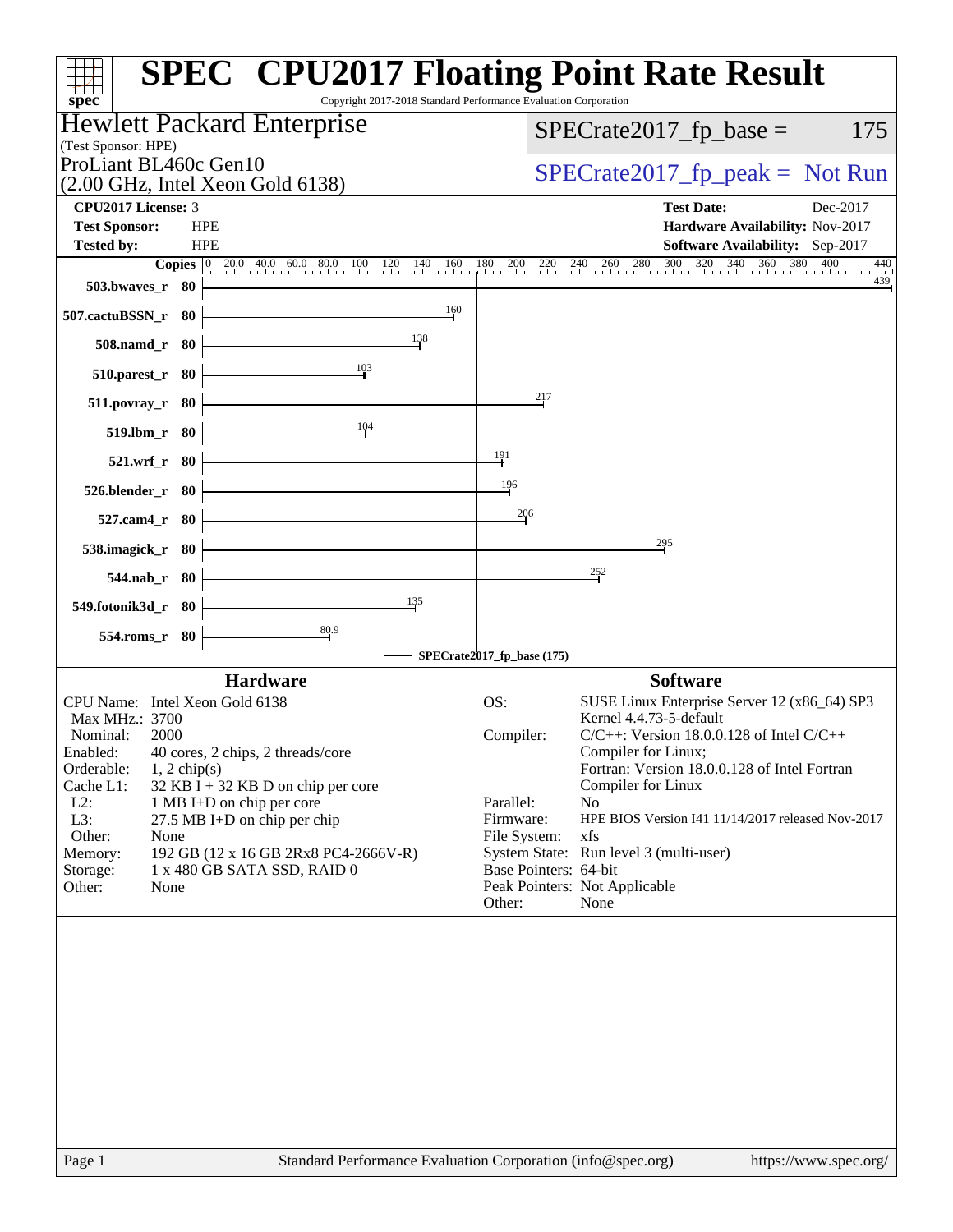# SPEC CPU2017 Floating Point Rate Result

Copyright 2017-2018 Standard Performance Evaluation Corporation

**Hewlett Packard Enterprise**
(Test Sponsor: HPE)

ProLiant BL460c Gen10
(2.00 GHz, Intel Xeon Gold 6138)

SPECrate2017_fp_base = 175

SPECrate2017_fp_peak = Not Run

| | | | |
|---|---|---|---|
| **CPU2017 License:** | 3 | **Test Date:** | Dec-2017 |
| **Test Sponsor:** | HPE | **Hardware Availability:** | Nov-2017 |
| **Tested by:** | HPE | **Software Availability:** | Sep-2017 |

| Benchmark | Copies | SPECrate2017_fp_base |
|---|---|---|
| 503.bwaves_r | 80 | 439 |
| 507.cactuBSSN_r | 80 | 160 |
| 508.namd_r | 80 | 138 |
| 510.parest_r | 80 | 103 |
| 511.povray_r | 80 | 217 |
| 519.lbm_r | 80 | 104 |
| 521.wrf_r | 80 | 191 |
| 526.blender_r | 80 | 196 |
| 527.cam4_r | 80 | 206 |
| 538.imagick_r | 80 | 295 |
| 544.nab_r | 80 | 252 |
| 549.fotonik3d_r | 80 | 135 |
| 554.roms_r | 80 | 80.9 |

SPECrate2017_fp_base (175)

## Hardware

| | |
|---|---|
| CPU Name: | Intel Xeon Gold 6138 |
| Max MHz.: | 3700 |
| Nominal: | 2000 |
| Enabled: | 40 cores, 2 chips, 2 threads/core |
| Orderable: | 1, 2 chip(s) |
| Cache L1: | 32 KB I + 32 KB D on chip per core |
| L2: | 1 MB I+D on chip per core |
| L3: | 27.5 MB I+D on chip per chip |
| Other: | None |
| Memory: | 192 GB (12 x 16 GB 2Rx8 PC4-2666V-R) |
| Storage: | 1 x 480 GB SATA SSD, RAID 0 |
| Other: | None |

## Software

| | |
|---|---|
| OS: | SUSE Linux Enterprise Server 12 (x86_64) SP3 Kernel 4.4.73-5-default |
| Compiler: | C/C++: Version 18.0.0.128 of Intel C/C++ Compiler for Linux; Fortran: Version 18.0.0.128 of Intel Fortran Compiler for Linux |
| Parallel: | No |
| Firmware: | HPE BIOS Version I41 11/14/2017 released Nov-2017 |
| File System: | xfs |
| System State: | Run level 3 (multi-user) |
| Base Pointers: | 64-bit |
| Peak Pointers: | Not Applicable |
| Other: | None |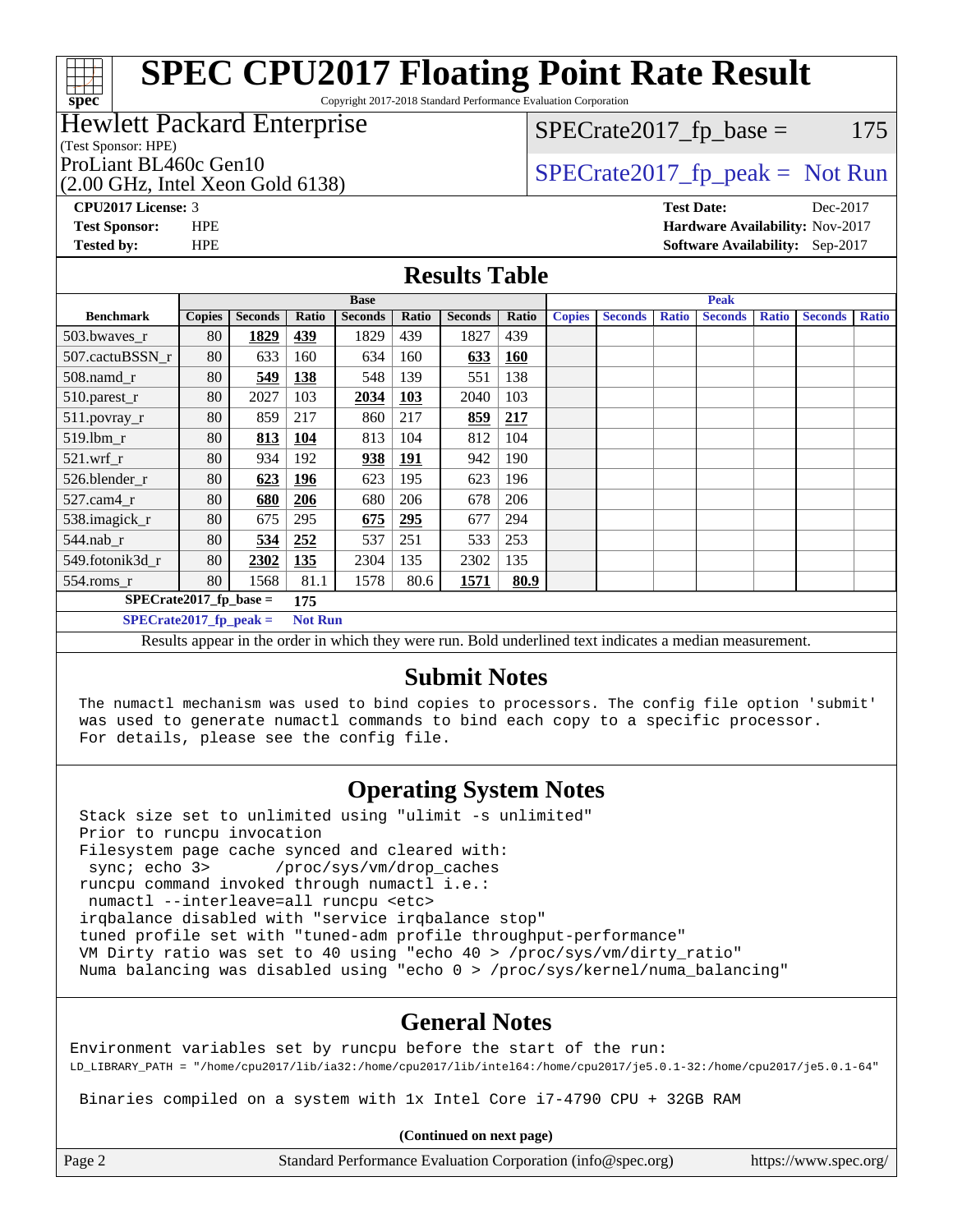# SPEC CPU2017 Floating Point Rate Result

Copyright 2017-2018 Standard Performance Evaluation Corporation

**Hewlett Packard Enterprise**
(Test Sponsor: HPE)

ProLiant BL460c Gen10
(2.00 GHz, Intel Xeon Gold 6138)

SPECrate2017_fp_base = 175

SPECrate2017_fp_peak = Not Run

**CPU2017 License:** 3
**Test Sponsor:** HPE
**Tested by:** HPE

**Test Date:** Dec-2017
**Hardware Availability:** Nov-2017
**Software Availability:** Sep-2017

## Results Table

| | Base | | | | | | | Peak | | | | | | |
|---|---|---|---|---|---|---|---|---|---|---|---|---|---|---|
| **Benchmark** | **Copies** | **Seconds** | **Ratio** | **Seconds** | **Ratio** | **Seconds** | **Ratio** | **Copies** | **Seconds** | **Ratio** | **Seconds** | **Ratio** | **Seconds** | **Ratio** |
| 503.bwaves_r | 80 | **1829** | **439** | 1829 | 439 | 1827 | 439 | | | | | | | |
| 507.cactuBSSN_r | 80 | 633 | 160 | 634 | 160 | **633** | **160** | | | | | | | |
| 508.namd_r | 80 | **549** | **138** | 548 | 139 | 551 | 138 | | | | | | | |
| 510.parest_r | 80 | 2027 | 103 | **2034** | **103** | 2040 | 103 | | | | | | | |
| 511.povray_r | 80 | 859 | 217 | 860 | 217 | **859** | **217** | | | | | | | |
| 519.lbm_r | 80 | **813** | **104** | 813 | 104 | 812 | 104 | | | | | | | |
| 521.wrf_r | 80 | 934 | 192 | **938** | **191** | 942 | 190 | | | | | | | |
| 526.blender_r | 80 | **623** | **196** | 623 | 195 | 623 | 196 | | | | | | | |
| 527.cam4_r | 80 | **680** | **206** | 680 | 206 | 678 | 206 | | | | | | | |
| 538.imagick_r | 80 | 675 | 295 | **675** | **295** | 677 | 294 | | | | | | | |
| 544.nab_r | 80 | **534** | **252** | 537 | 251 | 533 | 253 | | | | | | | |
| 549.fotonik3d_r | 80 | **2302** | **135** | 2304 | 135 | 2302 | 135 | | | | | | | |
| 554.roms_r | 80 | 1568 | 81.1 | 1578 | 80.6 | **1571** | **80.9** | | | | | | | |

**SPECrate2017_fp_base = 175**

**SPECrate2017_fp_peak = Not Run**

Results appear in the order in which they were run. Bold underlined text indicates a median measurement.

## Submit Notes

The numactl mechanism was used to bind copies to processors. The config file option 'submit' was used to generate numactl commands to bind each copy to a specific processor. For details, please see the config file.

## Operating System Notes

```
Stack size set to unlimited using "ulimit -s unlimited"
Prior to runcpu invocation
Filesystem page cache synced and cleared with:
 sync; echo 3>       /proc/sys/vm/drop_caches
runcpu command invoked through numactl i.e.:
 numactl --interleave=all runcpu <etc>
irqbalance disabled with "service irqbalance stop"
tuned profile set with "tuned-adm profile throughput-performance"
VM Dirty ratio was set to 40 using "echo 40 > /proc/sys/vm/dirty_ratio"
Numa balancing was disabled using "echo 0 > /proc/sys/kernel/numa_balancing"
```

## General Notes

```
Environment variables set by runcpu before the start of the run:
LD_LIBRARY_PATH = "/home/cpu2017/lib/ia32:/home/cpu2017/lib/intel64:/home/cpu2017/je5.0.1-32:/home/cpu2017/je5.0.1-64"

 Binaries compiled on a system with 1x Intel Core i7-4790 CPU + 32GB RAM
```

**(Continued on next page)**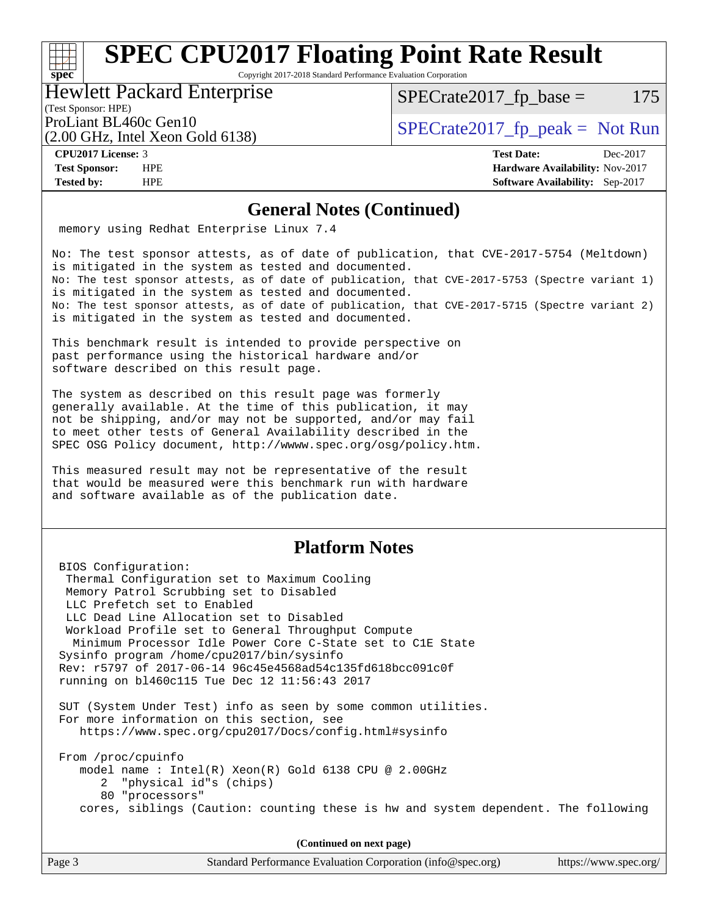## General Notes (Continued)

```
memory using Redhat Enterprise Linux 7.4

No: The test sponsor attests, as of date of publication, that CVE-2017-5754 (Meltdown)
is mitigated in the system as tested and documented.
No: The test sponsor attests, as of date of publication, that CVE-2017-5753 (Spectre variant 1)
is mitigated in the system as tested and documented.
No: The test sponsor attests, as of date of publication, that CVE-2017-5715 (Spectre variant 2)
is mitigated in the system as tested and documented.

This benchmark result is intended to provide perspective on
past performance using the historical hardware and/or
software described on this result page.

The system as described on this result page was formerly
generally available. At the time of this publication, it may
not be shipping, and/or may not be supported, and/or may fail
to meet other tests of General Availability described in the
SPEC OSG Policy document, http://wwww.spec.org/osg/policy.htm.

This measured result may not be representative of the result
that would be measured were this benchmark run with hardware
and software available as of the publication date.
```

## Platform Notes

```
BIOS Configuration:
 Thermal Configuration set to Maximum Cooling
 Memory Patrol Scrubbing set to Disabled
 LLC Prefetch set to Enabled
 LLC Dead Line Allocation set to Disabled
 Workload Profile set to General Throughput Compute
  Minimum Processor Idle Power Core C-State set to C1E State
Sysinfo program /home/cpu2017/bin/sysinfo
Rev: r5797 of 2017-06-14 96c45e4568ad54c135fd618bcc091c0f
running on bl460c115 Tue Dec 12 11:56:43 2017

SUT (System Under Test) info as seen by some common utilities.
For more information on this section, see
   https://www.spec.org/cpu2017/Docs/config.html#sysinfo

From /proc/cpuinfo
   model name : Intel(R) Xeon(R) Gold 6138 CPU @ 2.00GHz
      2  "physical id"s (chips)
      80 "processors"
   cores, siblings (Caution: counting these is hw and system dependent. The following
```

(Continued on next page)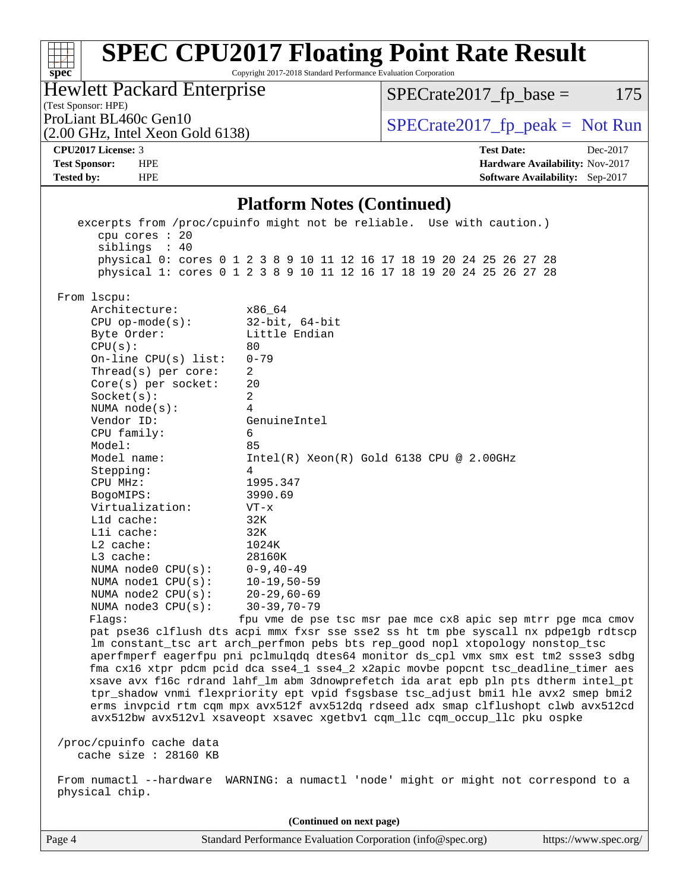## Platform Notes (Continued)

```
    excerpts from /proc/cpuinfo might not be reliable.  Use with caution.)
       cpu cores : 20
       siblings  : 40
       physical 0: cores 0 1 2 3 8 9 10 11 12 16 17 18 19 20 24 25 26 27 28
       physical 1: cores 0 1 2 3 8 9 10 11 12 16 17 18 19 20 24 25 26 27 28

 From lscpu:
      Architecture:          x86_64
      CPU op-mode(s):        32-bit, 64-bit
      Byte Order:            Little Endian
      CPU(s):                80
      On-line CPU(s) list:   0-79
      Thread(s) per core:    2
      Core(s) per socket:    20
      Socket(s):             2
      NUMA node(s):          4
      Vendor ID:             GenuineIntel
      CPU family:            6
      Model:                 85
      Model name:            Intel(R) Xeon(R) Gold 6138 CPU @ 2.00GHz
      Stepping:              4
      CPU MHz:               1995.347
      BogoMIPS:              3990.69
      Virtualization:        VT-x
      L1d cache:             32K
      L1i cache:             32K
      L2 cache:              1024K
      L3 cache:              28160K
      NUMA node0 CPU(s):     0-9,40-49
      NUMA node1 CPU(s):     10-19,50-59
      NUMA node2 CPU(s):     20-29,60-69
      NUMA node3 CPU(s):     30-39,70-79
      Flags:                fpu vme de pse tsc msr pae mce cx8 apic sep mtrr pge mca cmov
      pat pse36 clflush dts acpi mmx fxsr sse sse2 ss ht tm pbe syscall nx pdpe1gb rdtscp
      lm constant_tsc art arch_perfmon pebs bts rep_good nopl xtopology nonstop_tsc
      aperfmperf eagerfpu pni pclmulqdq dtes64 monitor ds_cpl vmx smx est tm2 ssse3 sdbg
      fma cx16 xtpr pdcm pcid dca sse4_1 sse4_2 x2apic movbe popcnt tsc_deadline_timer aes
      xsave avx f16c rdrand lahf_lm abm 3dnowprefetch ida arat epb pln pts dtherm intel_pt
      tpr_shadow vnmi flexpriority ept vpid fsgsbase tsc_adjust bmi1 hle avx2 smep bmi2
      erms invpcid rtm cqm mpx avx512f avx512dq rdseed adx smap clflushopt clwb avx512cd
      avx512bw avx512vl xsaveopt xsavec xgetbv1 cqm_llc cqm_occup_llc pku ospke

 /proc/cpuinfo cache data
    cache size : 28160 KB

 From numactl --hardware  WARNING: a numactl 'node' might or might not correspond to a
 physical chip.
```

(Continued on next page)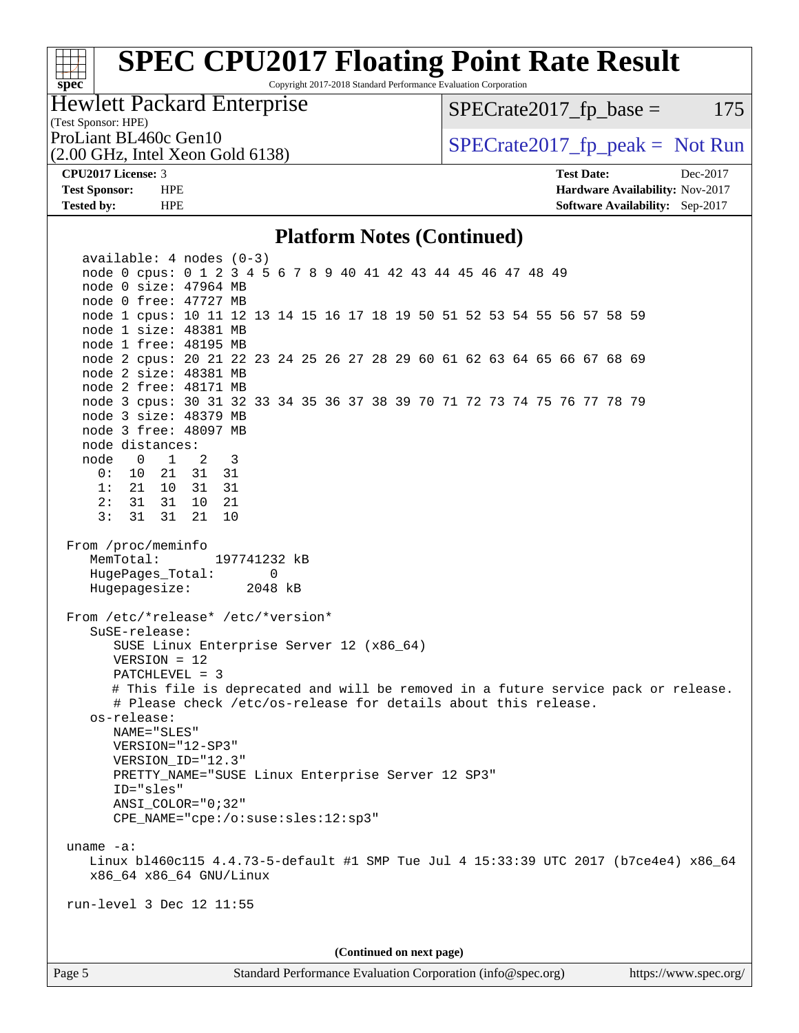# SPEC CPU2017 Floating Point Rate Result

Copyright 2017-2018 Standard Performance Evaluation Corporation

**Hewlett Packard Enterprise**
(Test Sponsor: HPE)
ProLiant BL460c Gen10
(2.00 GHz, Intel Xeon Gold 6138)

SPECrate2017_fp_base = 175

SPECrate2017_fp_peak = Not Run

**CPU2017 License:** 3
**Test Sponsor:** HPE
**Tested by:** HPE

**Test Date:** Dec-2017
**Hardware Availability:** Nov-2017
**Software Availability:** Sep-2017

## Platform Notes (Continued)

```
   available: 4 nodes (0-3)
   node 0 cpus: 0 1 2 3 4 5 6 7 8 9 40 41 42 43 44 45 46 47 48 49
   node 0 size: 47964 MB
   node 0 free: 47727 MB
   node 1 cpus: 10 11 12 13 14 15 16 17 18 19 50 51 52 53 54 55 56 57 58 59
   node 1 size: 48381 MB
   node 1 free: 48195 MB
   node 2 cpus: 20 21 22 23 24 25 26 27 28 29 60 61 62 63 64 65 66 67 68 69
   node 2 size: 48381 MB
   node 2 free: 48171 MB
   node 3 cpus: 30 31 32 33 34 35 36 37 38 39 70 71 72 73 74 75 76 77 78 79
   node 3 size: 48379 MB
   node 3 free: 48097 MB
   node distances:
   node   0   1   2   3
     0:  10  21  31  31
     1:  21  10  31  31
     2:  31  31  10  21
     3:  31  31  21  10

 From /proc/meminfo
    MemTotal:       197741232 kB
    HugePages_Total:       0
    Hugepagesize:       2048 kB

 From /etc/*release* /etc/*version*
    SuSE-release:
       SUSE Linux Enterprise Server 12 (x86_64)
       VERSION = 12
       PATCHLEVEL = 3
       # This file is deprecated and will be removed in a future service pack or release.
       # Please check /etc/os-release for details about this release.
    os-release:
       NAME="SLES"
       VERSION="12-SP3"
       VERSION_ID="12.3"
       PRETTY_NAME="SUSE Linux Enterprise Server 12 SP3"
       ID="sles"
       ANSI_COLOR="0;32"
       CPE_NAME="cpe:/o:suse:sles:12:sp3"

 uname -a:
    Linux bl460c115 4.4.73-5-default #1 SMP Tue Jul 4 15:33:39 UTC 2017 (b7ce4e4) x86_64
    x86_64 x86_64 GNU/Linux

 run-level 3 Dec 12 11:55
```

(Continued on next page)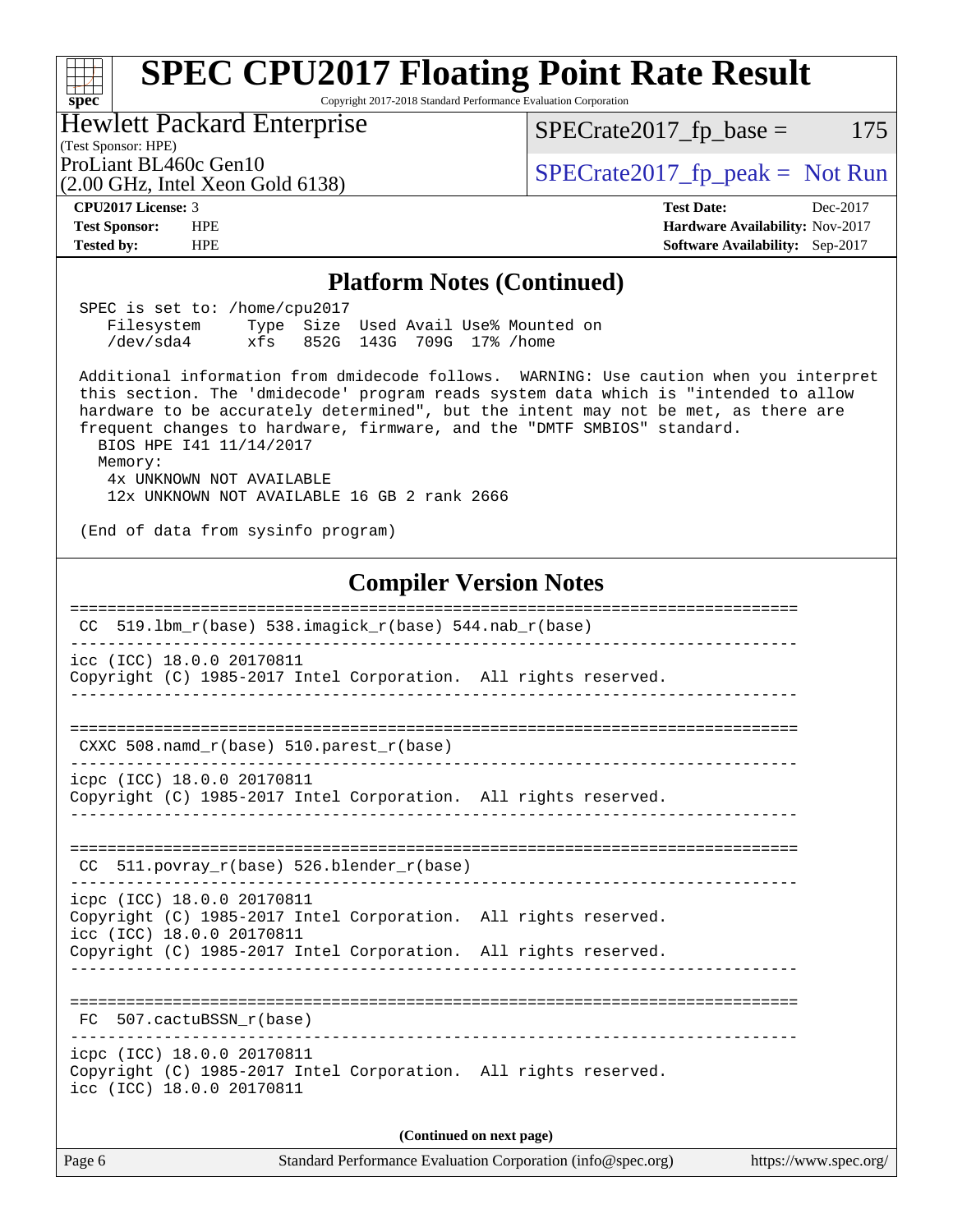## Platform Notes (Continued)

```
SPEC is set to: /home/cpu2017
   Filesystem     Type  Size  Used Avail Use% Mounted on
   /dev/sda4      xfs   852G  143G  709G  17% /home

Additional information from dmidecode follows.  WARNING: Use caution when you interpret
this section. The 'dmidecode' program reads system data which is "intended to allow
hardware to be accurately determined", but the intent may not be met, as there are
frequent changes to hardware, firmware, and the "DMTF SMBIOS" standard.
  BIOS HPE I41 11/14/2017
  Memory:
   4x UNKNOWN NOT AVAILABLE
   12x UNKNOWN NOT AVAILABLE 16 GB 2 rank 2666

(End of data from sysinfo program)
```

## Compiler Version Notes

```
==============================================================================
 CC  519.lbm_r(base) 538.imagick_r(base) 544.nab_r(base)
------------------------------------------------------------------------------
icc (ICC) 18.0.0 20170811
Copyright (C) 1985-2017 Intel Corporation.  All rights reserved.
------------------------------------------------------------------------------

==============================================================================
 CXXC 508.namd_r(base) 510.parest_r(base)
------------------------------------------------------------------------------
icpc (ICC) 18.0.0 20170811
Copyright (C) 1985-2017 Intel Corporation.  All rights reserved.
------------------------------------------------------------------------------

==============================================================================
 CC  511.povray_r(base) 526.blender_r(base)
------------------------------------------------------------------------------
icpc (ICC) 18.0.0 20170811
Copyright (C) 1985-2017 Intel Corporation.  All rights reserved.
icc (ICC) 18.0.0 20170811
Copyright (C) 1985-2017 Intel Corporation.  All rights reserved.
------------------------------------------------------------------------------

==============================================================================
 FC  507.cactuBSSN_r(base)
------------------------------------------------------------------------------
icpc (ICC) 18.0.0 20170811
Copyright (C) 1985-2017 Intel Corporation.  All rights reserved.
icc (ICC) 18.0.0 20170811
```

**(Continued on next page)**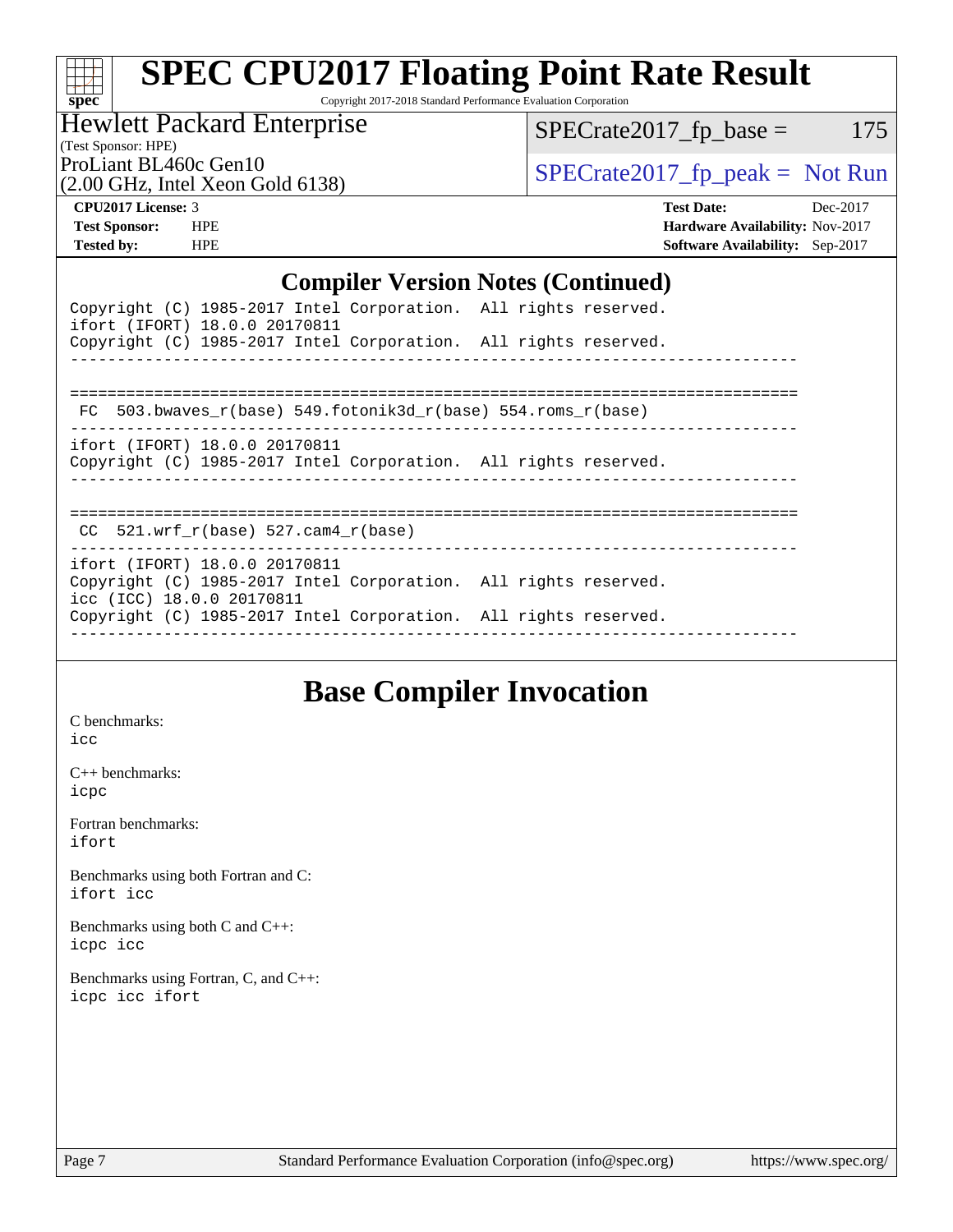## Compiler Version Notes (Continued)

```
Copyright (C) 1985-2017 Intel Corporation.  All rights reserved.
ifort (IFORT) 18.0.0 20170811
Copyright (C) 1985-2017 Intel Corporation.  All rights reserved.
------------------------------------------------------------------------------

==============================================================================
 FC  503.bwaves_r(base) 549.fotonik3d_r(base) 554.roms_r(base)
------------------------------------------------------------------------------
ifort (IFORT) 18.0.0 20170811
Copyright (C) 1985-2017 Intel Corporation.  All rights reserved.
------------------------------------------------------------------------------

==============================================================================
 CC  521.wrf_r(base) 527.cam4_r(base)
------------------------------------------------------------------------------
ifort (IFORT) 18.0.0 20170811
Copyright (C) 1985-2017 Intel Corporation.  All rights reserved.
icc (ICC) 18.0.0 20170811
Copyright (C) 1985-2017 Intel Corporation.  All rights reserved.
------------------------------------------------------------------------------
```

## Base Compiler Invocation

C benchmarks:
icc

C++ benchmarks:
icpc

Fortran benchmarks:
ifort

Benchmarks using both Fortran and C:
ifort icc

Benchmarks using both C and C++:
icpc icc

Benchmarks using Fortran, C, and C++:
icpc icc ifort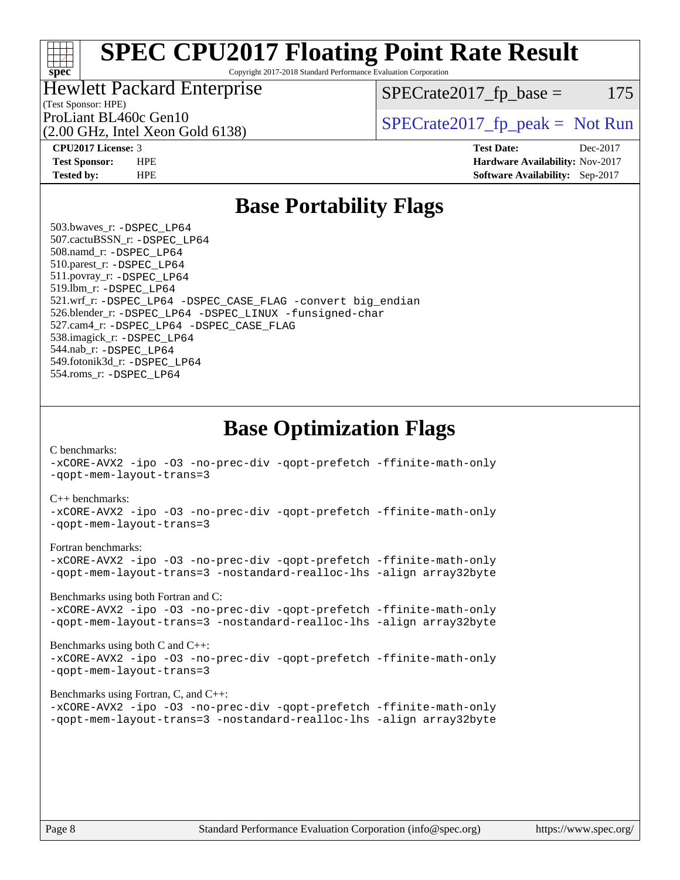# SPEC CPU2017 Floating Point Rate Result

Copyright 2017-2018 Standard Performance Evaluation Corporation

Hewlett Packard Enterprise
(Test Sponsor: HPE)
ProLiant BL460c Gen10
(2.00 GHz, Intel Xeon Gold 6138)

SPECrate2017_fp_base = 175

SPECrate2017_fp_peak = Not Run

**CPU2017 License:** 3
**Test Sponsor:** HPE
**Tested by:** HPE

**Test Date:** Dec-2017
**Hardware Availability:** Nov-2017
**Software Availability:** Sep-2017

## Base Portability Flags

503.bwaves_r: -DSPEC_LP64
507.cactuBSSN_r: -DSPEC_LP64
508.namd_r: -DSPEC_LP64
510.parest_r: -DSPEC_LP64
511.povray_r: -DSPEC_LP64
519.lbm_r: -DSPEC_LP64
521.wrf_r: -DSPEC_LP64 -DSPEC_CASE_FLAG -convert big_endian
526.blender_r: -DSPEC_LP64 -DSPEC_LINUX -funsigned-char
527.cam4_r: -DSPEC_LP64 -DSPEC_CASE_FLAG
538.imagick_r: -DSPEC_LP64
544.nab_r: -DSPEC_LP64
549.fotonik3d_r: -DSPEC_LP64
554.roms_r: -DSPEC_LP64

## Base Optimization Flags

C benchmarks:
-xCORE-AVX2 -ipo -O3 -no-prec-div -qopt-prefetch -ffinite-math-only
-qopt-mem-layout-trans=3

C++ benchmarks:
-xCORE-AVX2 -ipo -O3 -no-prec-div -qopt-prefetch -ffinite-math-only
-qopt-mem-layout-trans=3

Fortran benchmarks:
-xCORE-AVX2 -ipo -O3 -no-prec-div -qopt-prefetch -ffinite-math-only
-qopt-mem-layout-trans=3 -nostandard-realloc-lhs -align array32byte

Benchmarks using both Fortran and C:
-xCORE-AVX2 -ipo -O3 -no-prec-div -qopt-prefetch -ffinite-math-only
-qopt-mem-layout-trans=3 -nostandard-realloc-lhs -align array32byte

Benchmarks using both C and C++:
-xCORE-AVX2 -ipo -O3 -no-prec-div -qopt-prefetch -ffinite-math-only
-qopt-mem-layout-trans=3

Benchmarks using Fortran, C, and C++:
-xCORE-AVX2 -ipo -O3 -no-prec-div -qopt-prefetch -ffinite-math-only
-qopt-mem-layout-trans=3 -nostandard-realloc-lhs -align array32byte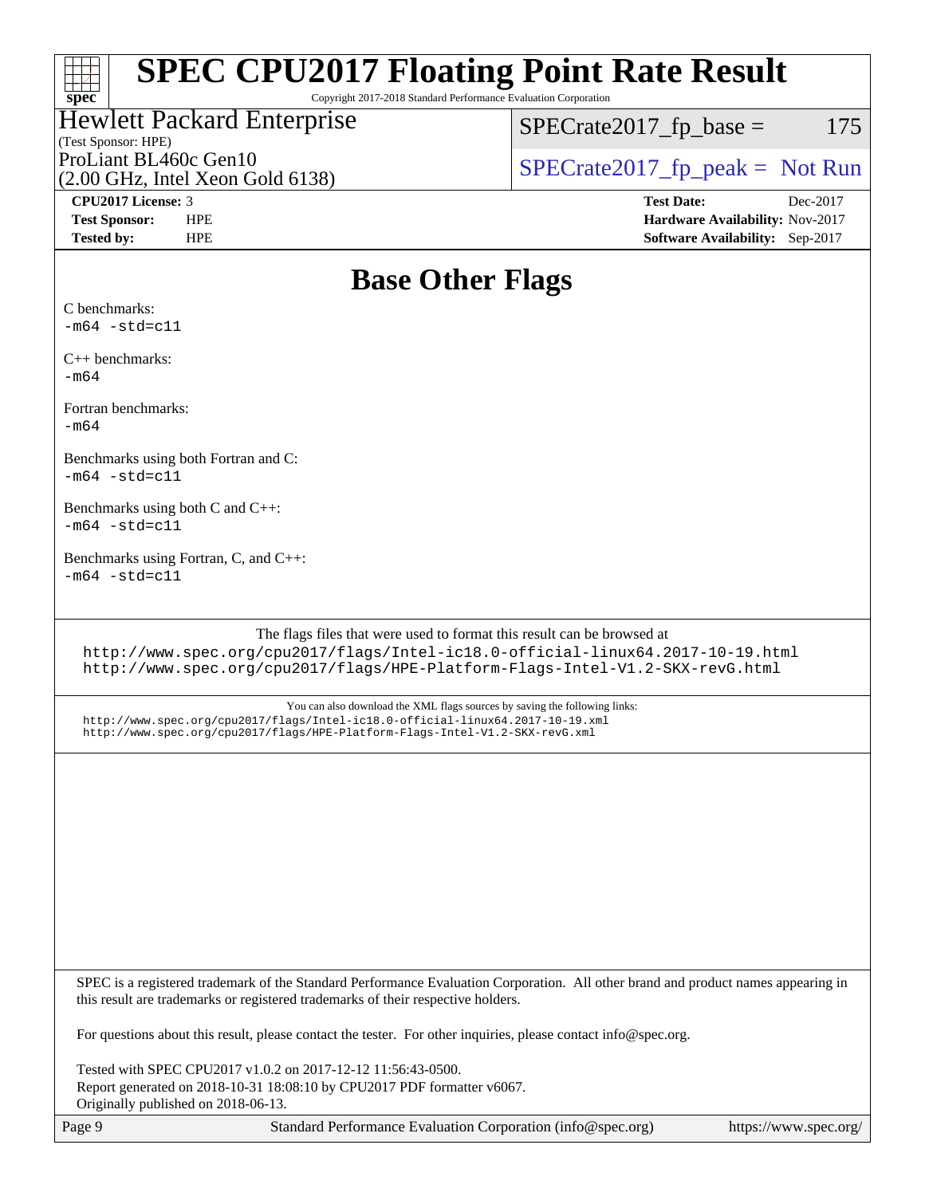# Base Other Flags

C benchmarks:
```
-m64 -std=c11
```

C++ benchmarks:
```
-m64
```

Fortran benchmarks:
```
-m64
```

Benchmarks using both Fortran and C:
```
-m64 -std=c11
```

Benchmarks using both C and C++:
```
-m64 -std=c11
```

Benchmarks using Fortran, C, and C++:
```
-m64 -std=c11
```

The flags files that were used to format this result can be browsed at
http://www.spec.org/cpu2017/flags/Intel-ic18.0-official-linux64.2017-10-19.html
http://www.spec.org/cpu2017/flags/HPE-Platform-Flags-Intel-V1.2-SKX-revG.html

You can also download the XML flags sources by saving the following links:
http://www.spec.org/cpu2017/flags/Intel-ic18.0-official-linux64.2017-10-19.xml
http://www.spec.org/cpu2017/flags/HPE-Platform-Flags-Intel-V1.2-SKX-revG.xml

SPEC is a registered trademark of the Standard Performance Evaluation Corporation. All other brand and product names appearing in this result are trademarks or registered trademarks of their respective holders.

For questions about this result, please contact the tester. For other inquiries, please contact info@spec.org.

Tested with SPEC CPU2017 v1.0.2 on 2017-12-12 11:56:43-0500.
Report generated on 2018-10-31 18:08:10 by CPU2017 PDF formatter v6067.
Originally published on 2018-06-13.